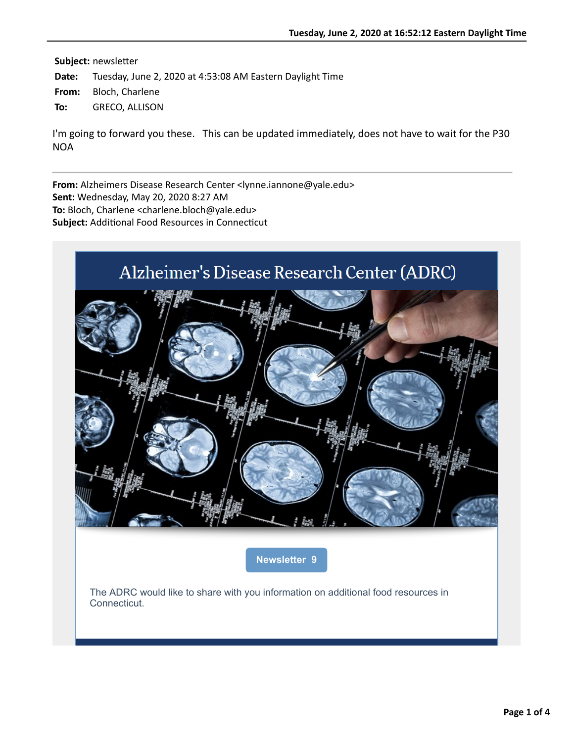Tuesday, June 2, 2020 at 16:52:12 Eastern Daylight Time

**Subject:** newsletter
**Date:** Tuesday, June 2, 2020 at 4:53:08 AM Eastern Daylight Time
**From:** Bloch, Charlene
**To:** GRECO, ALLISON

I'm going to forward you these. This can be updated immediately, does not have to wait for the P30 NOA

---

**From:** Alzheimers Disease Research Center <lynne.iannone@yale.edu>
**Sent:** Wednesday, May 20, 2020 8:27 AM
**To:** Bloch, Charlene <charlene.bloch@yale.edu>
**Subject:** Additional Food Resources in Connecticut

# Alzheimer's Disease Research Center (ADRC)

**Newsletter 9**

The ADRC would like to share with you information on additional food resources in Connecticut.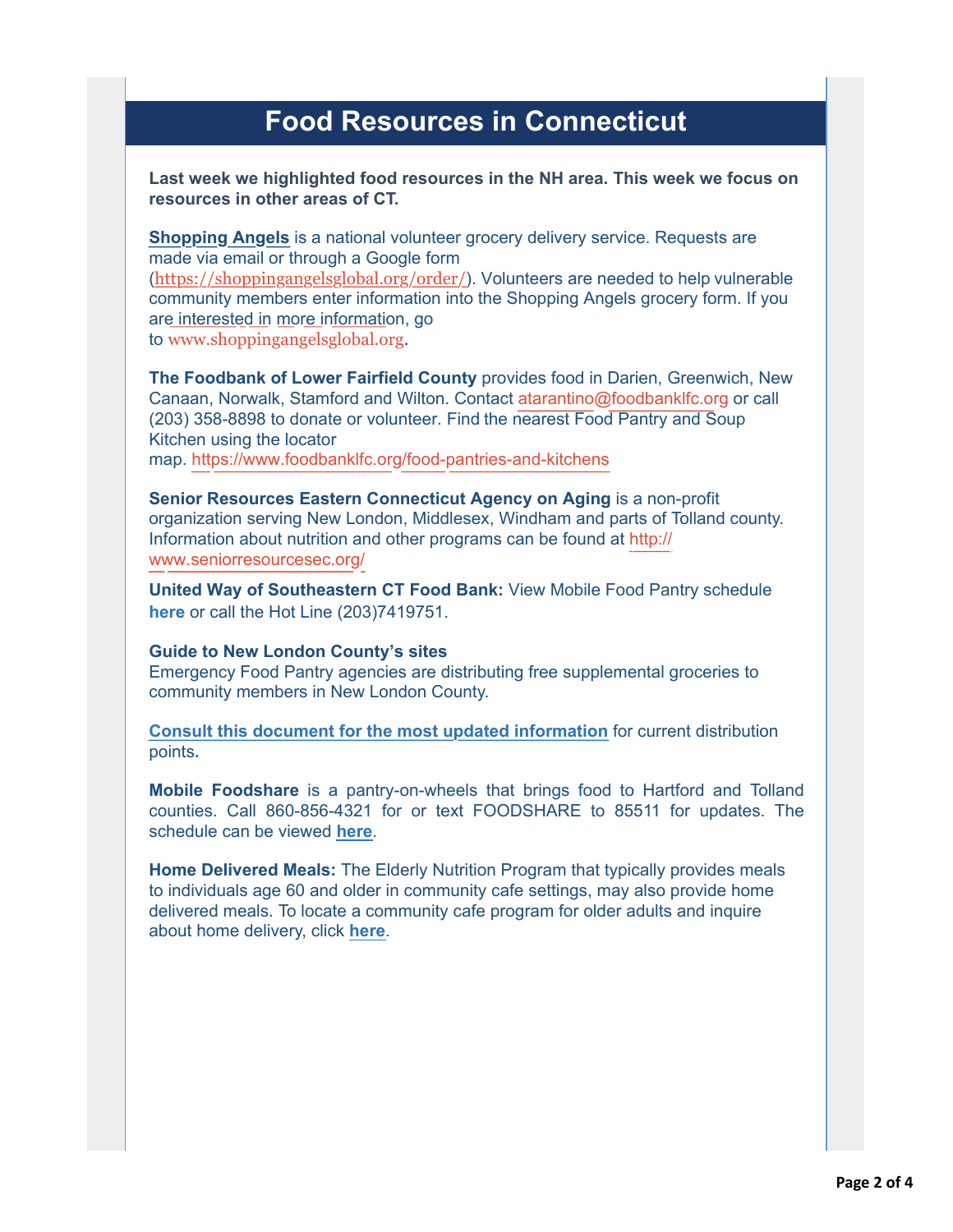# Food Resources in Connecticut

**Last week we highlighted food resources in the NH area. This week we focus on resources in other areas of CT.**

**Shopping Angels** is a national volunteer grocery delivery service. Requests are made via email or through a Google form (https://shoppingangelsglobal.org/order/). Volunteers are needed to help vulnerable community members enter information into the Shopping Angels grocery form. If you are interested in more information, go to www.shoppingangelsglobal.org.

**The Foodbank of Lower Fairfield County** provides food in Darien, Greenwich, New Canaan, Norwalk, Stamford and Wilton. Contact atarantino@foodbanklfc.org or call (203) 358-8898 to donate or volunteer. Find the nearest Food Pantry and Soup Kitchen using the locator map. https://www.foodbanklfc.org/food-pantries-and-kitchens

**Senior Resources Eastern Connecticut Agency on Aging** is a non-profit organization serving New London, Middlesex, Windham and parts of Tolland county. Information about nutrition and other programs can be found at http://www.seniorresourcesec.org/

**United Way of Southeastern CT Food Bank:** View Mobile Food Pantry schedule **here** or call the Hot Line (203)7419751.

**Guide to New London County's sites**
Emergency Food Pantry agencies are distributing free supplemental groceries to community members in New London County.

**Consult this document for the most updated information** for current distribution points.

**Mobile Foodshare** is a pantry-on-wheels that brings food to Hartford and Tolland counties. Call 860-856-4321 for or text FOODSHARE to 85511 for updates. The schedule can be viewed **here**.

**Home Delivered Meals:** The Elderly Nutrition Program that typically provides meals to individuals age 60 and older in community cafe settings, may also provide home delivered meals. To locate a community cafe program for older adults and inquire about home delivery, click **here**.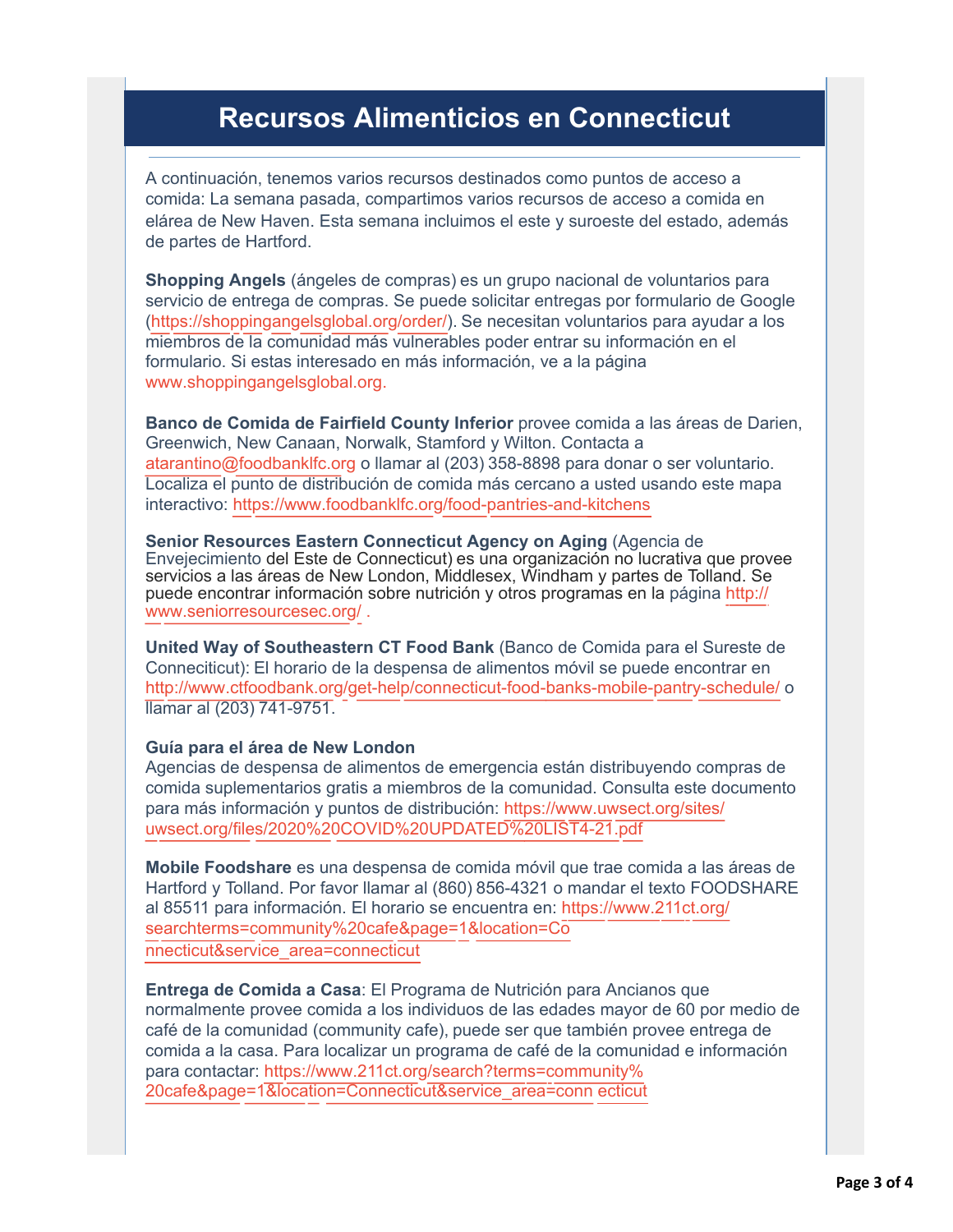# Recursos Alimenticios en Connecticut

A continuación, tenemos varios recursos destinados como puntos de acceso a comida: La semana pasada, compartimos varios recursos de acceso a comida en elárea de New Haven. Esta semana incluimos el este y suroeste del estado, además de partes de Hartford.

**Shopping Angels** (ángeles de compras) es un grupo nacional de voluntarios para servicio de entrega de compras. Se puede solicitar entregas por formulario de Google (https://shoppingangelsglobal.org/order/). Se necesitan voluntarios para ayudar a los miembros de la comunidad más vulnerables poder entrar su información en el formulario. Si estas interesado en más información, ve a la página www.shoppingangelsglobal.org.

**Banco de Comida de Fairfield County Inferior** provee comida a las áreas de Darien, Greenwich, New Canaan, Norwalk, Stamford y Wilton. Contacta a atarantino@foodbanklfc.org o llamar al (203) 358-8898 para donar o ser voluntario. Localiza el punto de distribución de comida más cercano a usted usando este mapa interactivo: https://www.foodbanklfc.org/food-pantries-and-kitchens

**Senior Resources Eastern Connecticut Agency on Aging** (Agencia de Envejecimiento del Este de Connecticut) es una organización no lucrativa que provee servicios a las áreas de New London, Middlesex, Windham y partes de Tolland. Se puede encontrar información sobre nutrición y otros programas en la página http://www.seniorresourcesec.org/ .

**United Way of Southeastern CT Food Bank** (Banco de Comida para el Sureste de Conneciticut): El horario de la despensa de alimentos móvil se puede encontrar en http://www.ctfoodbank.org/get-help/connecticut-food-banks-mobile-pantry-schedule/ o llamar al (203) 741-9751.

**Guía para el área de New London**

Agencias de despensa de alimentos de emergencia están distribuyendo compras de comida suplementarias gratis a miembros de la comunidad. Consulta este documento para más información y puntos de distribución: https://www.uwsect.org/sites/uwsect.org/files/2020%20COVID%20UPDATED%20LIST4-21.pdf

**Mobile Foodshare** es una despensa de comida móvil que trae comida a las áreas de Hartford y Tolland. Por favor llamar al (860) 856-4321 o mandar el texto FOODSHARE al 85511 para información. El horario se encuentra en: https://www.211ct.org/searchterms=community%20cafe&page=1&location=Connecticut&service_area=connecticut

**Entrega de Comida a Casa**: El Programa de Nutrición para Ancianos que normalmente provee comida a los individuos de las edades mayor de 60 por medio de café de la comunidad (community cafe), puede ser que también provee entrega de comida a la casa. Para localizar un programa de café de la comunidad e información para contactar: https://www.211ct.org/search?terms=community%20cafe&page=1&location=Connecticut&service_area=conn ecticut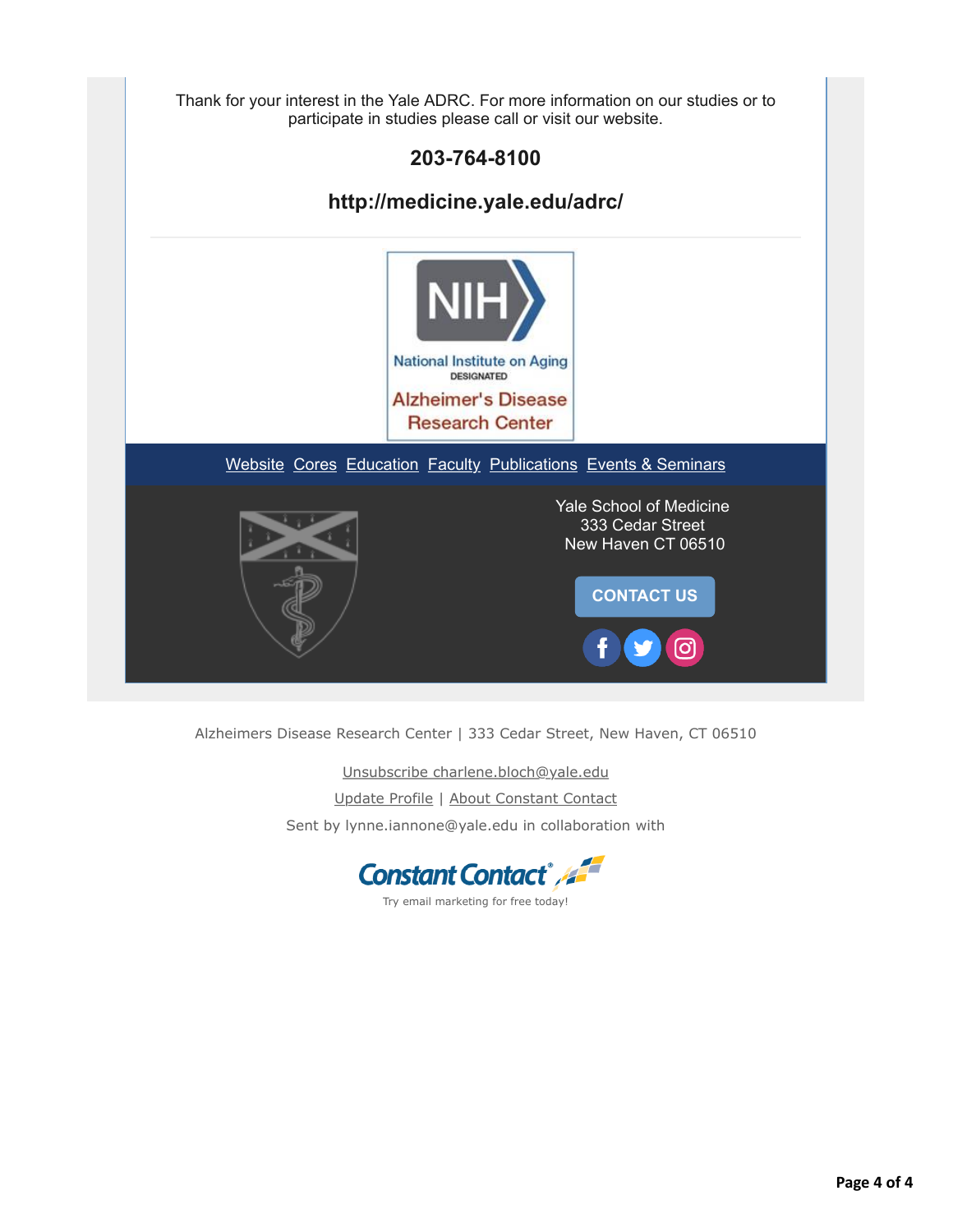Thank for your interest in the Yale ADRC. For more information on our studies or to participate in studies please call or visit our website.

**203-764-8100**

**http://medicine.yale.edu/adrc/**

NIH

National Institute on Aging

DESIGNATED

Alzheimer's Disease Research Center

Website Cores Education Faculty Publications Events & Seminars

Yale School of Medicine
333 Cedar Street
New Haven CT 06510

CONTACT US

Alzheimers Disease Research Center | 333 Cedar Street, New Haven, CT 06510

Unsubscribe charlene.bloch@yale.edu

Update Profile | About Constant Contact

Sent by lynne.iannone@yale.edu in collaboration with

Constant Contact

Try email marketing for free today!